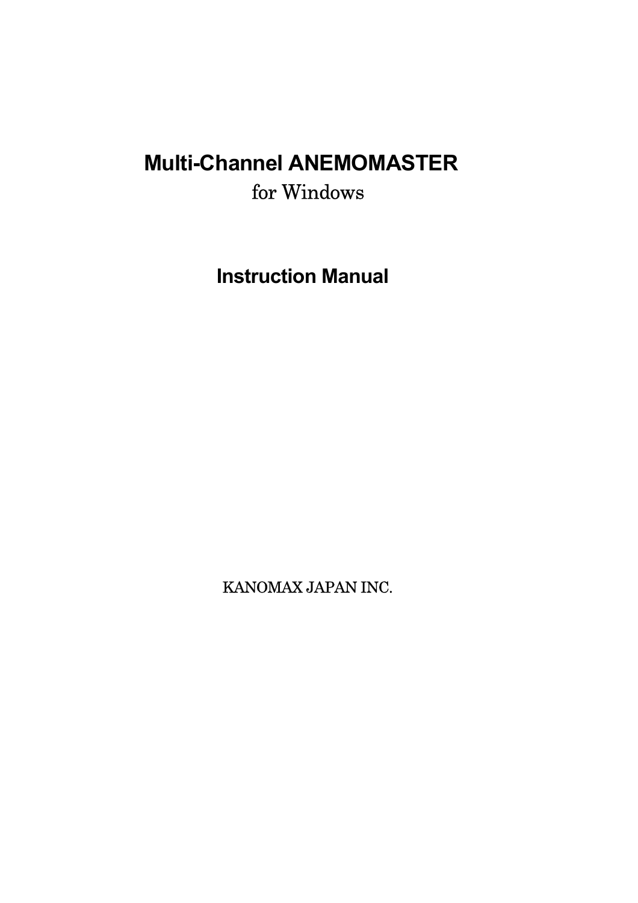# Multi-Channel ANEMOMASTER

for Windows

## Instruction Manual

KANOMAX JAPAN INC.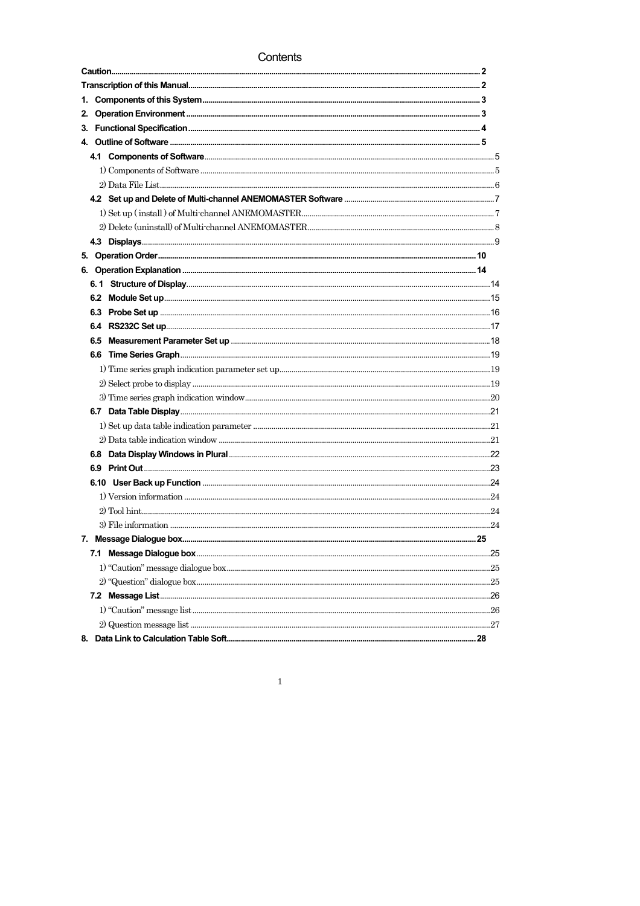# Contents

| | |
|---|---|
| **Caution** | **2** |
| **Transcription of this Manual** | **2** |
| **1. Components of this System** | **3** |
| **2. Operation Environment** | **3** |
| **3. Functional Specification** | **4** |
| **4. Outline of Software** | **5** |
| **4.1 Components of Software** | 5 |
| 1) Components of Software | 5 |
| 2) Data File List | 6 |
| **4.2 Set up and Delete of Multi-channel ANEMOMASTER Software** | 7 |
| 1) Set up ( install ) of Multi-channel ANEMOMASTER | 7 |
| 2) Delete (uninstall) of Multi-channel ANEMOMASTER | 8 |
| **4.3 Displays** | 9 |
| **5. Operation Order** | **10** |
| **6. Operation Explanation** | **14** |
| **6. 1 Structure of Display** | 14 |
| **6.2 Module Set up** | 15 |
| **6.3 Probe Set up** | 16 |
| **6.4 RS232C Set up** | 17 |
| **6.5 Measurement Parameter Set up** | 18 |
| **6.6 Time Series Graph** | 19 |
| 1) Time series graph indication parameter set up | 19 |
| 2) Select probe to display | 19 |
| 3) Time series graph indication window | 20 |
| **6.7 Data Table Display** | 21 |
| 1) Set up data table indication parameter | 21 |
| 2) Data table indication window | 21 |
| **6.8 Data Display Windows in Plural** | 22 |
| **6.9 Print Out** | 23 |
| **6.10 User Back up Function** | 24 |
| 1) Version information | 24 |
| 2) Tool hint | 24 |
| 3) File information | 24 |
| **7. Message Dialogue box** | **25** |
| **7.1 Message Dialogue box** | 25 |
| 1) "Caution" message dialogue box | 25 |
| 2) "Question" dialogue box | 25 |
| **7.2 Message List** | 26 |
| 1) "Caution" message list | 26 |
| 2) Question message list | 27 |
| **8. Data Link to Calculation Table Soft** | **28** |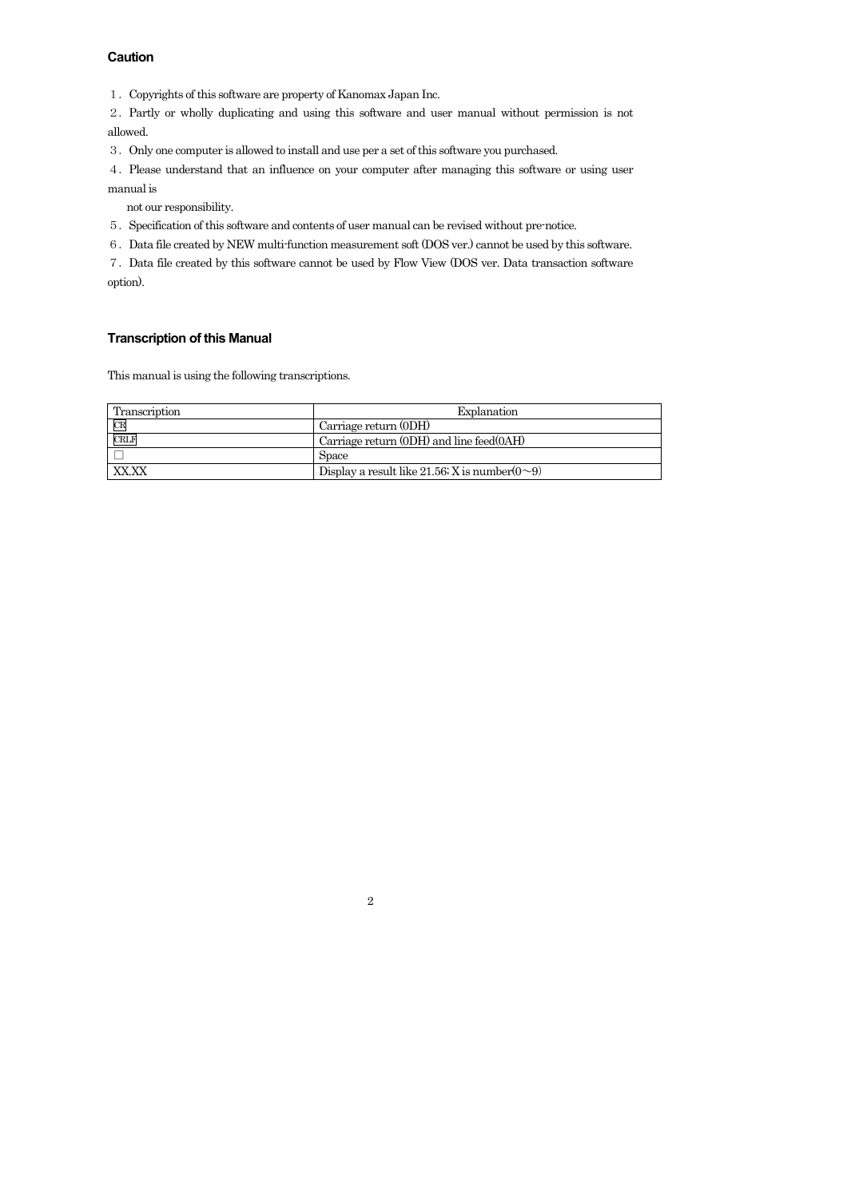## Caution

１．Copyrights of this software are property of Kanomax Japan Inc.

２．Partly or wholly duplicating and using this software and user manual without permission is not allowed.

３．Only one computer is allowed to install and use per a set of this software you purchased.

４．Please understand that an influence on your computer after managing this software or using user manual is

not our responsibility.

５．Specification of this software and contents of user manual can be revised without pre-notice.

６．Data file created by NEW multi-function measurement soft (DOS ver.) cannot be used by this software.

７．Data file created by this software cannot be used by Flow View (DOS ver. Data transaction software option).

## Transcription of this Manual

This manual is using the following transcriptions.

| Transcription | Explanation |
|---|---|
| CR | Carriage return (0DH) |
| CRLF | Carriage return (0DH) and line feed(0AH) |
| □ | Space |
| XX.XX | Display a result like 21.56; X is number(0～9) |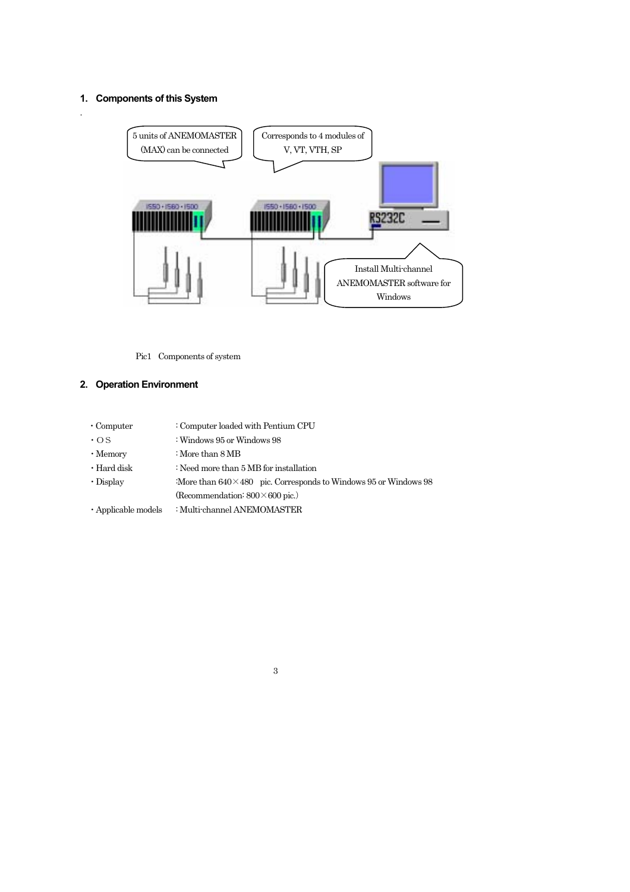## 1. Components of this System

5 units of ANEMOMASTER (MAX) can be connected

Corresponds to 4 modules of V, VT, VTH, SP

Install Multi-channel ANEMOMASTER software for Windows

Pic1 Components of system

## 2. Operation Environment

| | |
|---|---|
| ・Computer | : Computer loaded with Pentium CPU |
| ・ＯＳ | : Windows 95 or Windows 98 |
| ・Memory | : More than 8 MB |
| ・Hard disk | : Need more than 5 MB for installation |
| ・Display | :More than 640×480 pic. Corresponds to Windows 95 or Windows 98 (Recommendation: 800×600 pic.) |
| ・Applicable models | : Multi-channel ANEMOMASTER |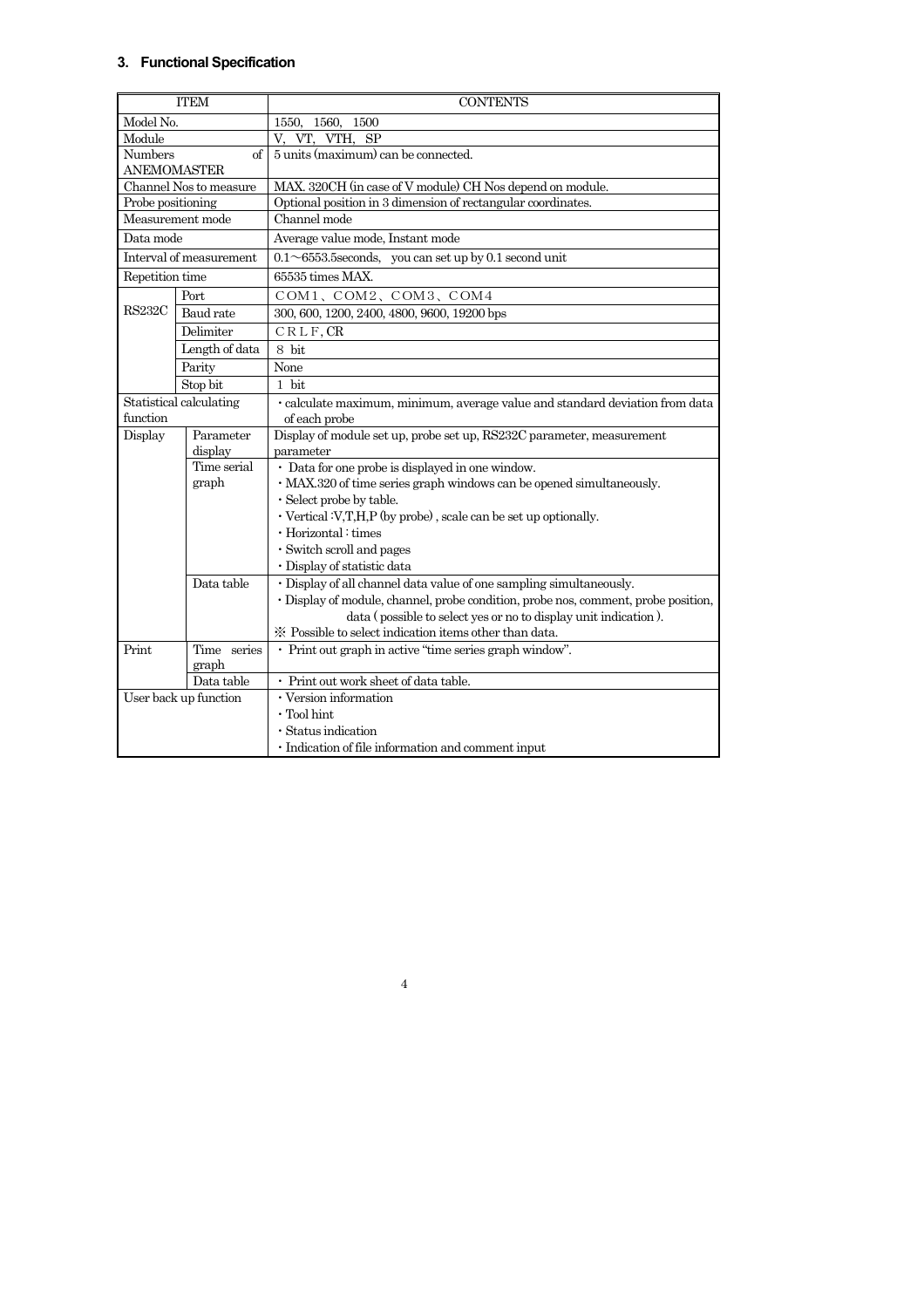### 3. Functional Specification

| ITEM | | CONTENTS |
|---|---|---|
| Model No. | | 1550, 1560, 1500 |
| Module | | V, VT, VTH, SP |
| Numbers of ANEMOMASTER | | 5 units (maximum) can be connected. |
| Channel Nos to measure | | MAX. 320CH (in case of V module) CH Nos depend on module. |
| Probe positioning | | Optional position in 3 dimension of rectangular coordinates. |
| Measurement mode | | Channel mode |
| Data mode | | Average value mode, Instant mode |
| Interval of measurement | | 0.1～6553.5seconds, you can set up by 0.1 second unit |
| Repetition time | | 65535 times MAX. |
| RS232C | Port | ＣＯＭ１、ＣＯＭ２、ＣＯＭ３、ＣＯＭ４ |
| | Baud rate | 300, 600, 1200, 2400, 4800, 9600, 19200 bps |
| | Delimiter | ＣＲＬＦ, CR |
| | Length of data | ８ bit |
| | Parity | None |
| | Stop bit | １ bit |
| Statistical calculating function | | ・calculate maximum, minimum, average value and standard deviation from data of each probe |
| Display | Parameter display | Display of module set up, probe set up, RS232C parameter, measurement parameter |
| | Time serial graph | ・ Data for one probe is displayed in one window.<br>・MAX.320 of time series graph windows can be opened simultaneously.<br>・Select probe by table.<br>・Vertical :V,T,H,P (by probe) , scale can be set up optionally.<br>・Horizontal : times<br>・Switch scroll and pages<br>・Display of statistic data |
| | Data table | ・Display of all channel data value of one sampling simultaneously.<br>・Display of module, channel, probe condition, probe nos, comment, probe position, data ( possible to select yes or no to display unit indication ).<br>※ Possible to select indication items other than data. |
| Print | Time series graph | ・ Print out graph in active "time series graph window". |
| | Data table | ・ Print out work sheet of data table. |
| User back up function | | ・Version information<br>・Tool hint<br>・Status indication<br>・Indication of file information and comment input |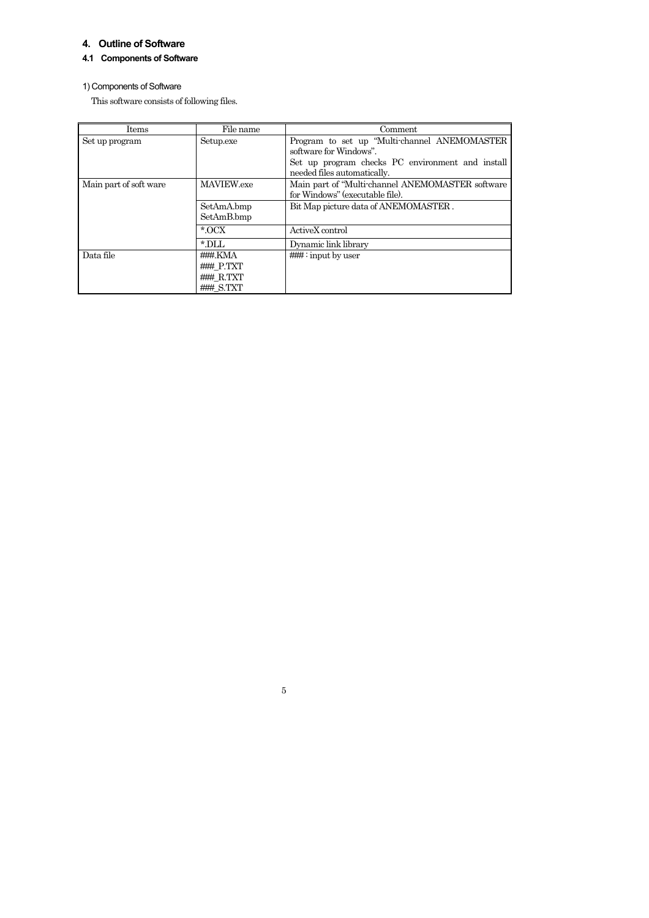# 4. Outline of Software

## 4.1 Components of Software

1) Components of Software

This software consists of following files.

| Items | File name | Comment |
|---|---|---|
| Set up program | Setup.exe | Program to set up "Multi-channel ANEMOMASTER software for Windows". Set up program checks PC environment and install needed files automatically. |
| Main part of soft ware | MAVIEW.exe | Main part of "Multi-channel ANEMOMASTER software for Windows" (executable file). |
| | SetAmA.bmp SetAmB.bmp | Bit Map picture data of ANEMOMASTER . |
| | *.OCX | ActiveX control |
| | *.DLL | Dynamic link library |
| Data file | ###.KMA ###_P.TXT ###_R.TXT ###_S.TXT | ### : input by user |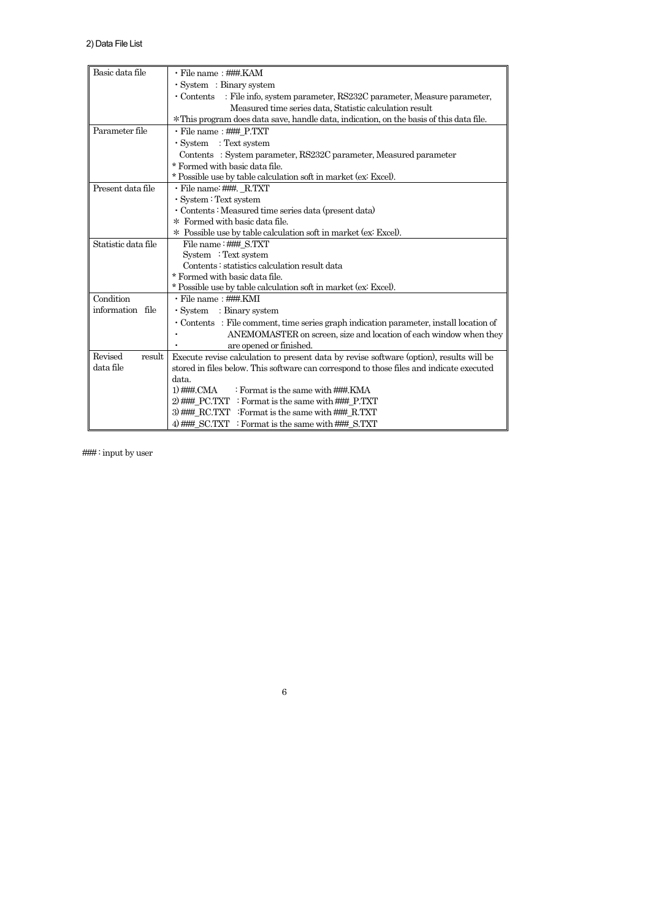2) Data File List

| | |
|---|---|
| Basic data file | ・File name : ###.KAM<br>・System : Binary system<br>・Contents : File info, system parameter, RS232C parameter, Measure parameter, Measured time series data, Statistic calculation result<br>＊This program does data save, handle data, indication, on the basis of this data file. |
| Parameter file | ・File name : ###_P.TXT<br>・System : Text system<br>Contents : System parameter, RS232C parameter, Measured parameter<br>* Formed with basic data file.<br>* Possible use by table calculation soft in market (ex: Excel). |
| Present data file | ・File name: ###. _R.TXT<br>・System : Text system<br>・Contents : Measured time series data (present data)<br>＊ Formed with basic data file.<br>＊ Possible use by table calculation soft in market (ex: Excel). |
| Statistic data file | File name : ###_S.TXT<br>System : Text system<br>Contents : statistics calculation result data<br>* Formed with basic data file.<br>* Possible use by table calculation soft in market (ex: Excel). |
| Condition information file | ・File name : ###.KMI<br>・System : Binary system<br>・Contents : File comment, time series graph indication parameter, install location of<br>・ ANEMOMASTER on screen, size and location of each window when they<br>・ are opened or finished. |
| Revised result data file | Execute revise calculation to present data by revise software (option), results will be stored in files below. This software can correspond to those files and indicate executed data.<br>1) ###.CMA : Format is the same with ###.KMA<br>2) ###_PC.TXT : Format is the same with ###_P.TXT<br>3) ###_RC.TXT :Format is the same with ###_R.TXT<br>4) ###_SC.TXT : Format is the same with ###_S.TXT |

### : input by user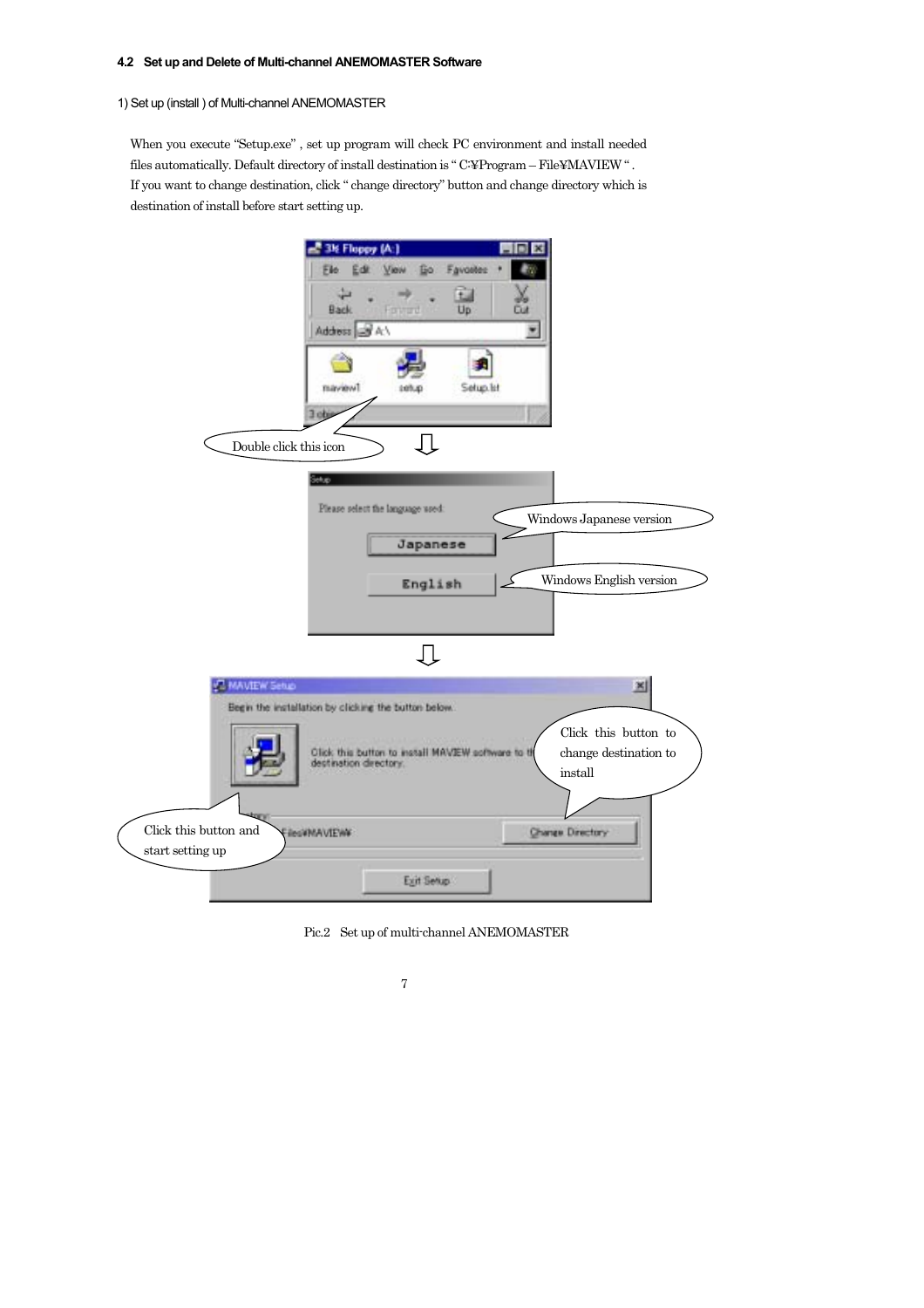### 4.2 Set up and Delete of Multi-channel ANEMOMASTER Software

1) Set up (install ) of Multi-channel ANEMOMASTER

When you execute "Setup.exe" , set up program will check PC environment and install needed files automatically. Default directory of install destination is " C:¥Program – File¥MAVIEW " . If you want to change destination, click " change directory" button and change directory which is destination of install before start setting up.

Double click this icon

Windows Japanese version

Windows English version

Click this button to change destination to install

Click this button and start setting up

Pic.2 Set up of multi-channel ANEMOMASTER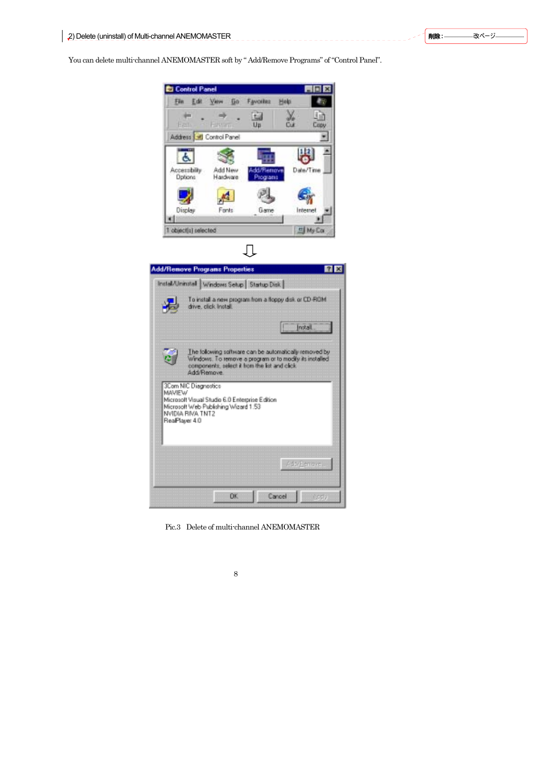## 2) Delete (uninstall) of Multi-channel ANEMOMASTER

You can delete multi-channel ANEMOMASTER soft by " Add/Remove Programs" of "Control Panel".

Pic.3　Delete of multi-channel ANEMOMASTER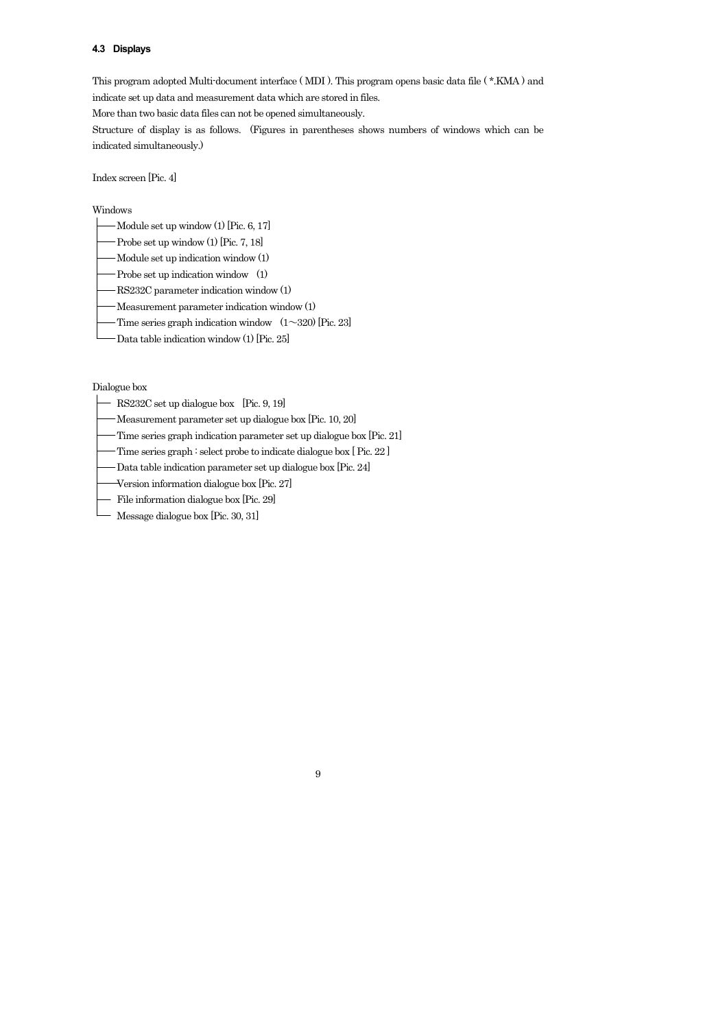### 4.3 Displays

This program adopted Multi-document interface ( MDI ). This program opens basic data file ( *.KMA ) and indicate set up data and measurement data which are stored in files.

More than two basic data files can not be opened simultaneously.

Structure of display is as follows. (Figures in parentheses shows numbers of windows which can be indicated simultaneously.)

Index screen [Pic. 4]

Windows

- Module set up window (1) [Pic. 6, 17]
- Probe set up window (1) [Pic. 7, 18]
- Module set up indication window (1)
- Probe set up indication window (1)
- RS232C parameter indication window (1)
- Measurement parameter indication window (1)
- Time series graph indication window (1～320) [Pic. 23]
- Data table indication window (1) [Pic. 25]

Dialogue box

- RS232C set up dialogue box [Pic. 9, 19]
- Measurement parameter set up dialogue box [Pic. 10, 20]
- Time series graph indication parameter set up dialogue box [Pic. 21]
- Time series graph : select probe to indicate dialogue box [ Pic. 22 ]
- Data table indication parameter set up dialogue box [Pic. 24]
- Version information dialogue box [Pic. 27]
- File information dialogue box [Pic. 29]
- Message dialogue box [Pic. 30, 31]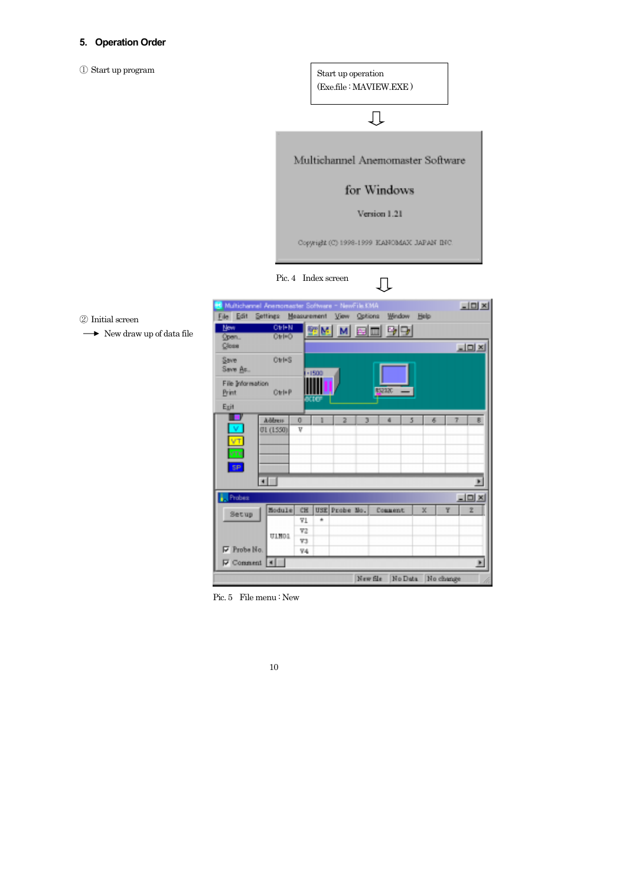## 5. Operation Order

① Start up program

Start up operation
(Exe.file : MAVIEW.EXE )

⇩

Multichannel Anemomaster Software

for Windows

Version 1.21

Copyright (C) 1998-1999 KANOMAX JAPAN INC

Pic. 4 Index screen

⇩

② Initial screen

→ New draw up of data file

Pic. 5 File menu : New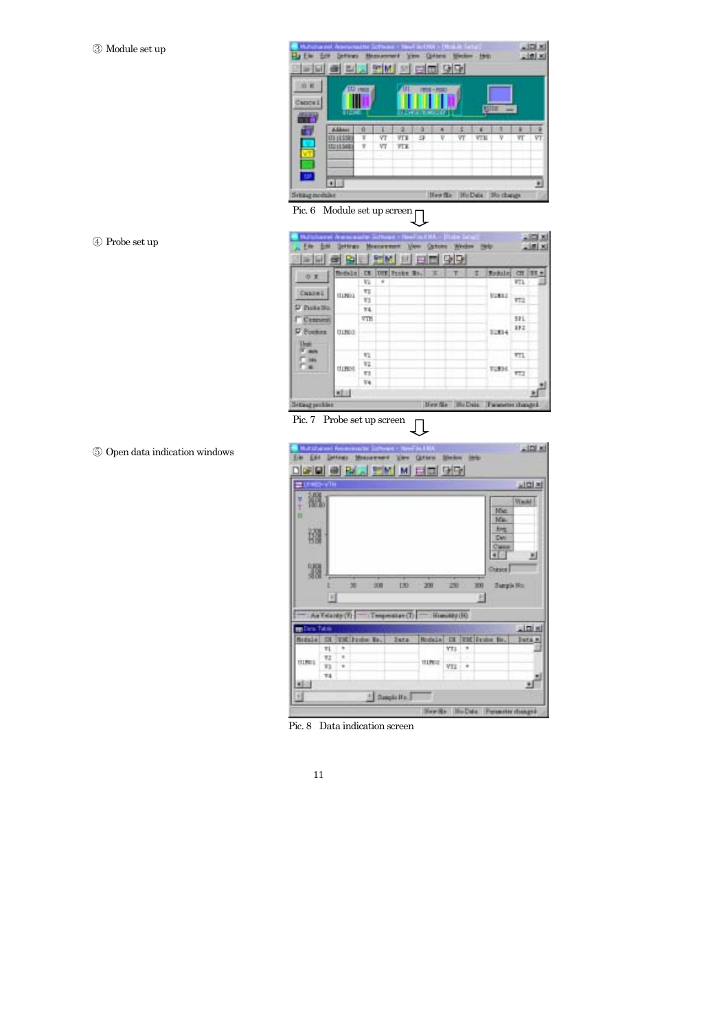③ Module set up

Pic. 6 Module set up screen

④ Probe set up

Pic. 7 Probe set up screen

⑤ Open data indication windows

Pic. 8 Data indication screen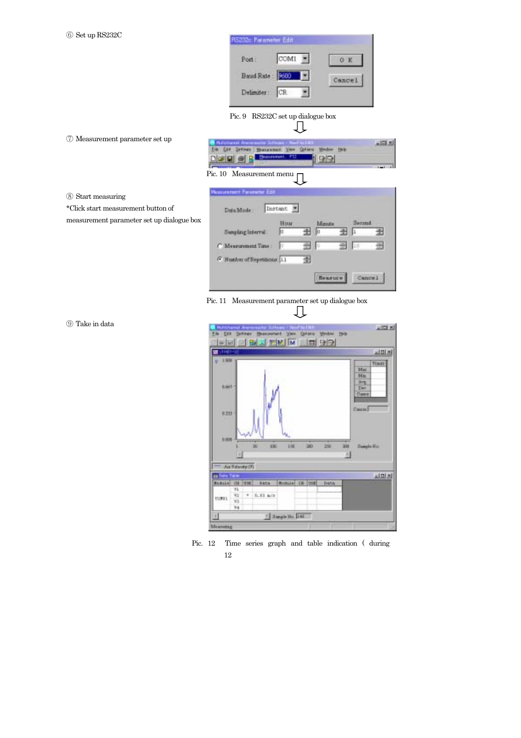⑥ Set up RS232C

Pic. 9 RS232C set up dialogue box

⑦ Measurement parameter set up

Pic. 10 Measurement menu

⑧ Start measuring

*Click start measurement button of measurement parameter set up dialogue box

Pic. 11 Measurement parameter set up dialogue box

⑨ Take in data

Pic. 12 Time series graph and table indication ( during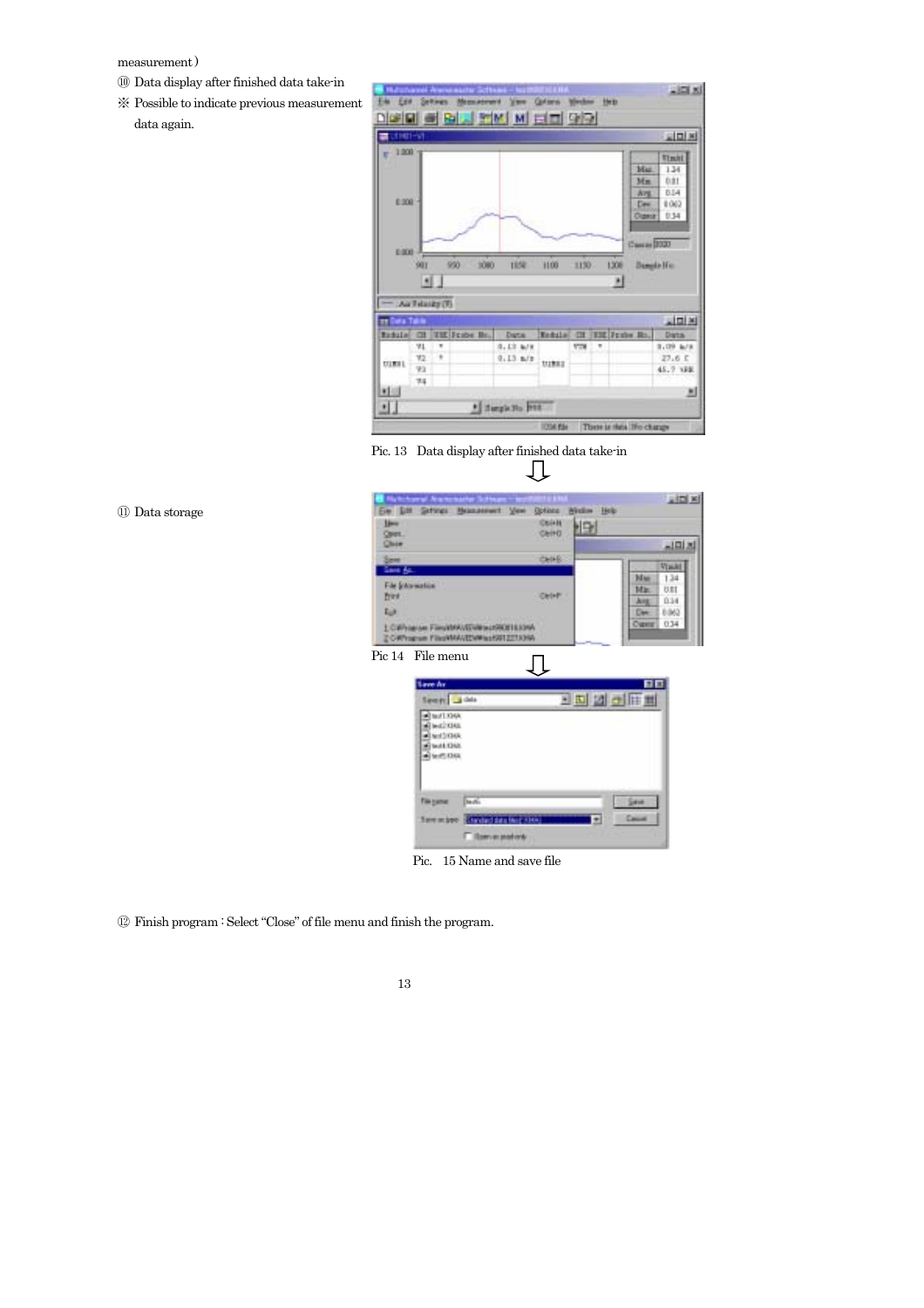measurement)

⑩ Data display after finished data take-in

※ Possible to indicate previous measurement data again.

Pic. 13 Data display after finished data take-in

⑪ Data storage

Pic 14 File menu

Pic. 15 Name and save file

⑫ Finish program : Select "Close" of file menu and finish the program.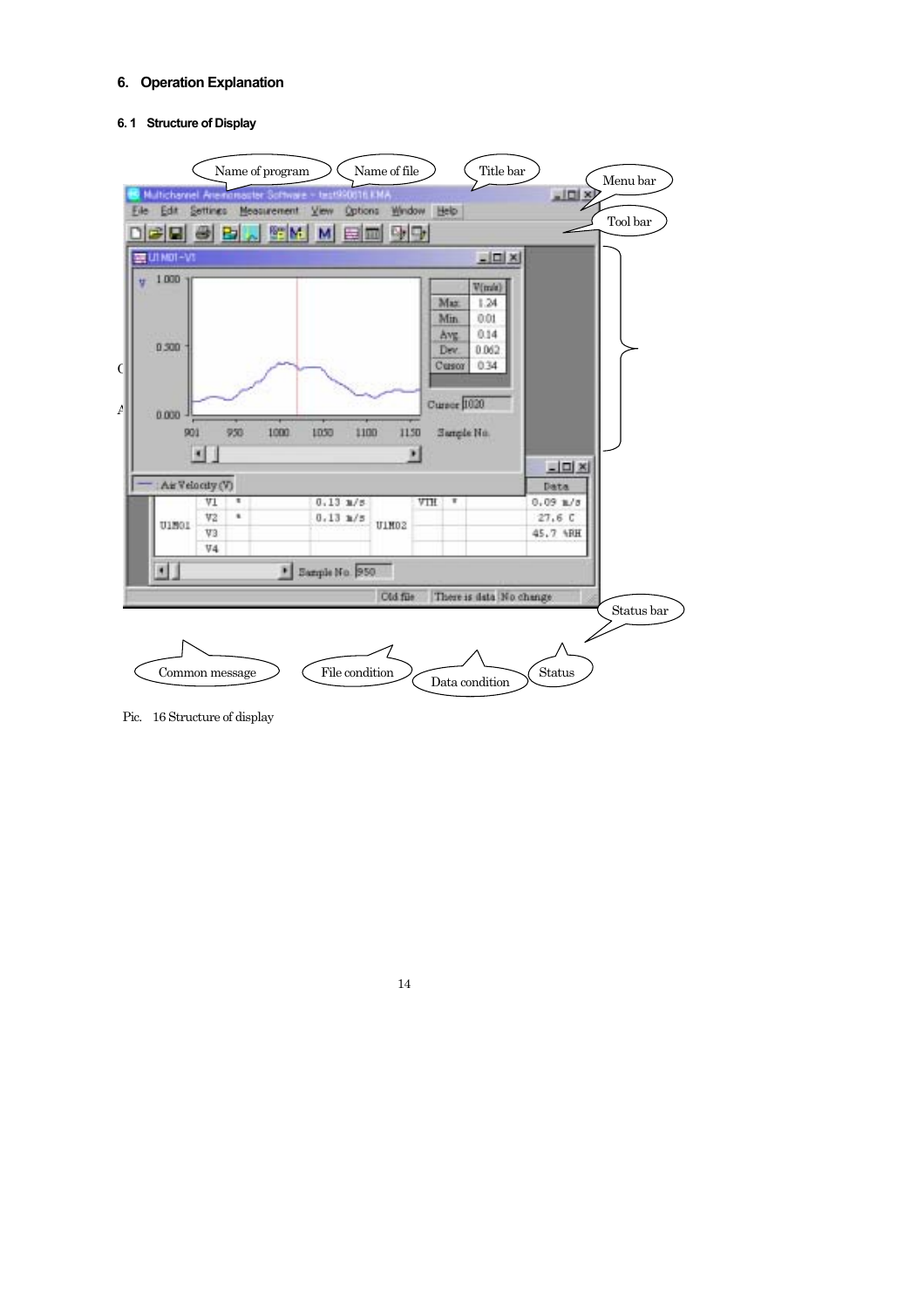## 6. Operation Explanation

### 6. 1 Structure of Display

Pic. 16 Structure of display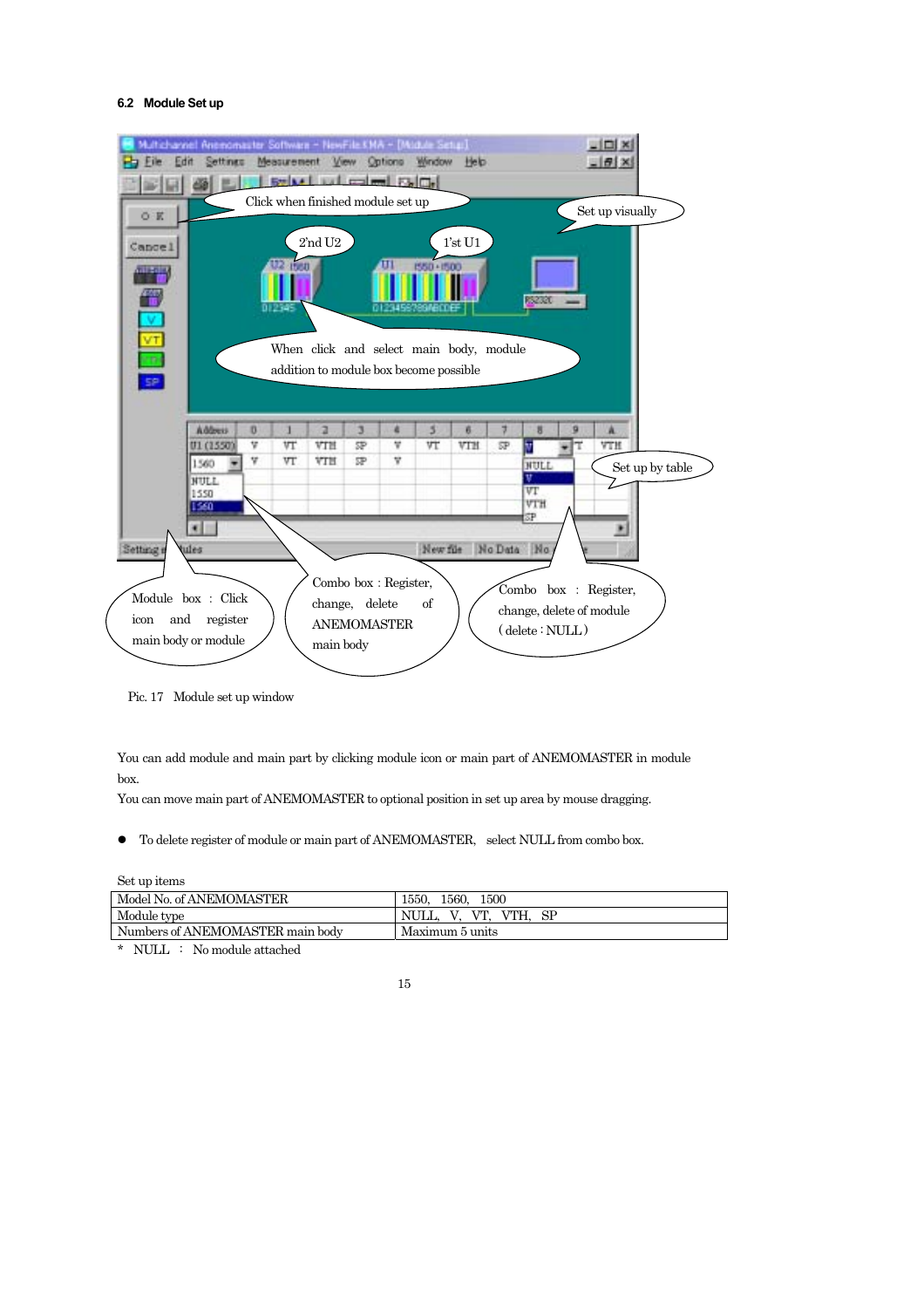### 6.2 Module Set up

Pic. 17　Module set up window

You can add module and main part by clicking module icon or main part of ANEMOMASTER in module box.

You can move main part of ANEMOMASTER to optional position in set up area by mouse dragging.

- To delete register of module or main part of ANEMOMASTER,　select NULL from combo box.

Set up items

| Model No. of ANEMOMASTER | 1550,　1560,　1500 |
|---|---|
| Module type | NULL,　V,　VT,　VTH,　SP |
| Numbers of ANEMOMASTER main body | Maximum 5 units |

*　NULL　:　No module attached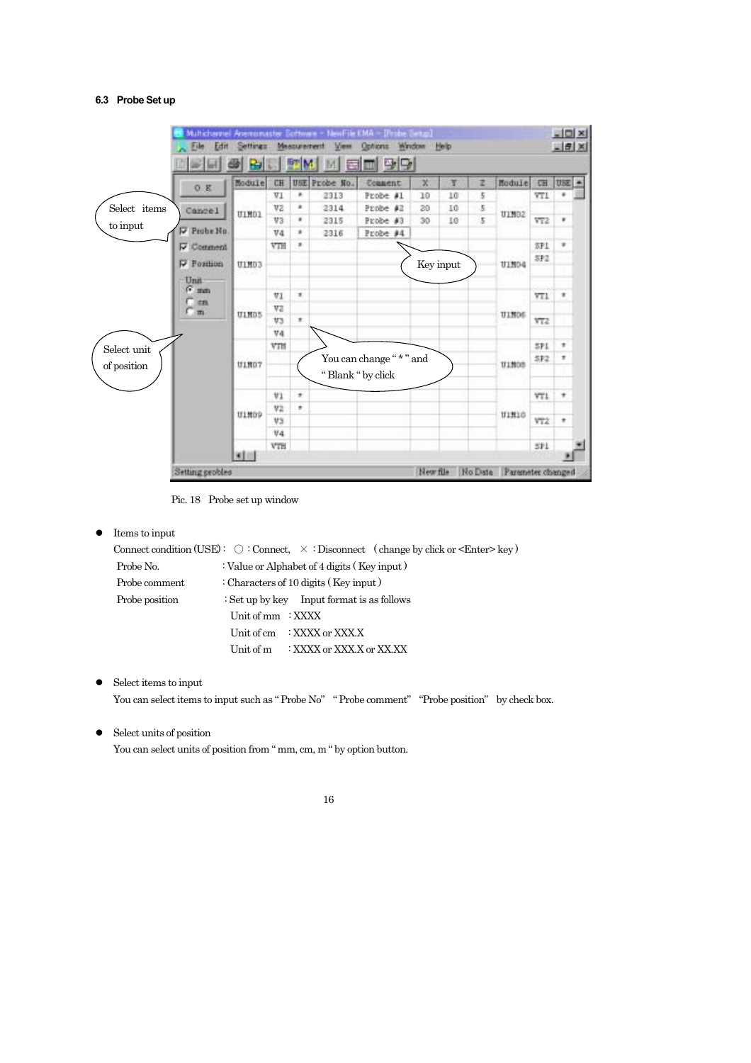### 6.3 Probe Set up

Pic. 18　Probe set up window

- Items to input

  Connect condition (USE) :　○ : Connect,　× : Disconnect　( change by click or <Enter> key )

  Probe No.　　　　　: Value or Alphabet of 4 digits ( Key input )

  Probe comment　　　: Characters of 10 digits ( Key input )

  Probe position　　　: Set up by key　Input format is as follows

  　　Unit of mm　: XXXX

  　　Unit of cm　: XXXX or XXX.X

  　　Unit of m　　: XXXX or XXX.X or XX.XX

- Select items to input

  You can select items to input such as " Probe No"　" Probe comment"　"Probe position"　by check box.

- Select units of position

  You can select units of position from " mm, cm, m " by option button.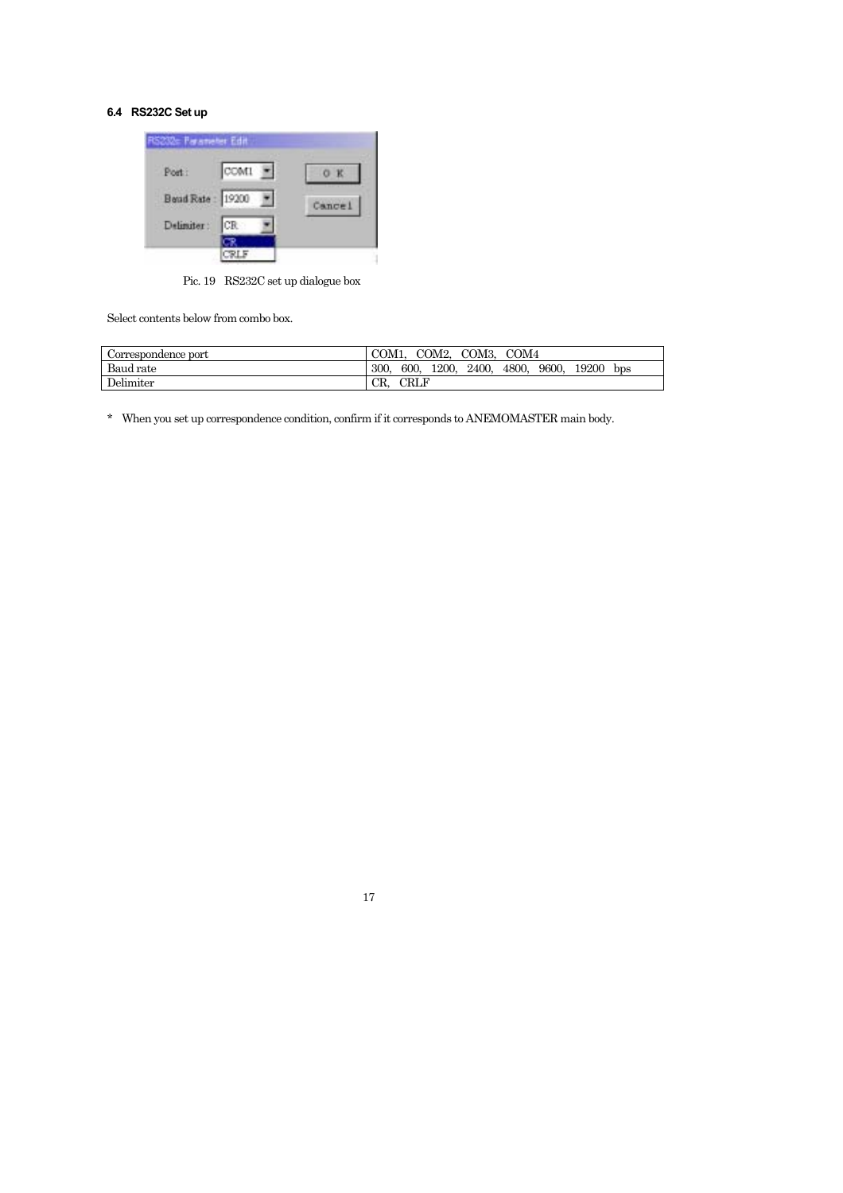### 6.4 RS232C Set up

Pic. 19 RS232C set up dialogue box

Select contents below from combo box.

| Correspondence port | COM1, COM2, COM3, COM4 |
|---|---|
| Baud rate | 300, 600, 1200, 2400, 4800, 9600, 19200 bps |
| Delimiter | CR, CRLF |

* When you set up correspondence condition, confirm if it corresponds to ANEMOMASTER main body.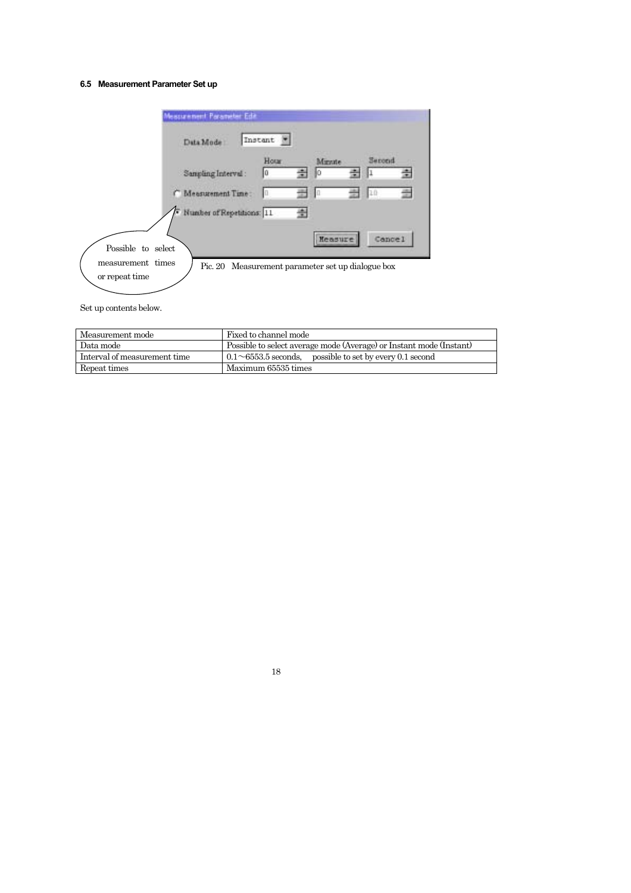### 6.5 Measurement Parameter Set up

Possible to select measurement times or repeat time

Pic. 20 Measurement parameter set up dialogue box

Set up contents below.

| Measurement mode | Fixed to channel mode |
|---|---|
| Data mode | Possible to select average mode (Average) or Instant mode (Instant) |
| Interval of measurement time | 0.1～6553.5 seconds, possible to set by every 0.1 second |
| Repeat times | Maximum 65535 times |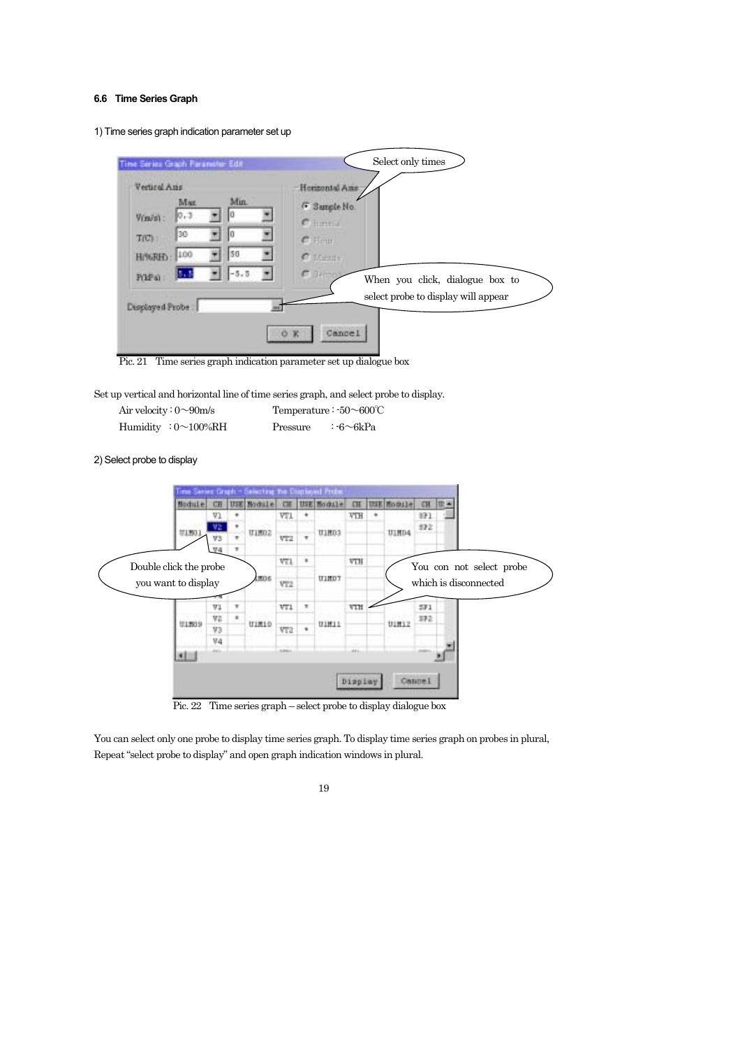### 6.6 Time Series Graph

1) Time series graph indication parameter set up

Pic. 21 Time series graph indication parameter set up dialogue box

Set up vertical and horizontal line of time series graph, and select probe to display.

Air velocity : 0～90m/s Temperature : -50～600℃

Humidity : 0～100%RH Pressure : -6～6kPa

2) Select probe to display

Pic. 22 Time series graph – select probe to display dialogue box

You can select only one probe to display time series graph. To display time series graph on probes in plural, Repeat "select probe to display" and open graph indication windows in plural.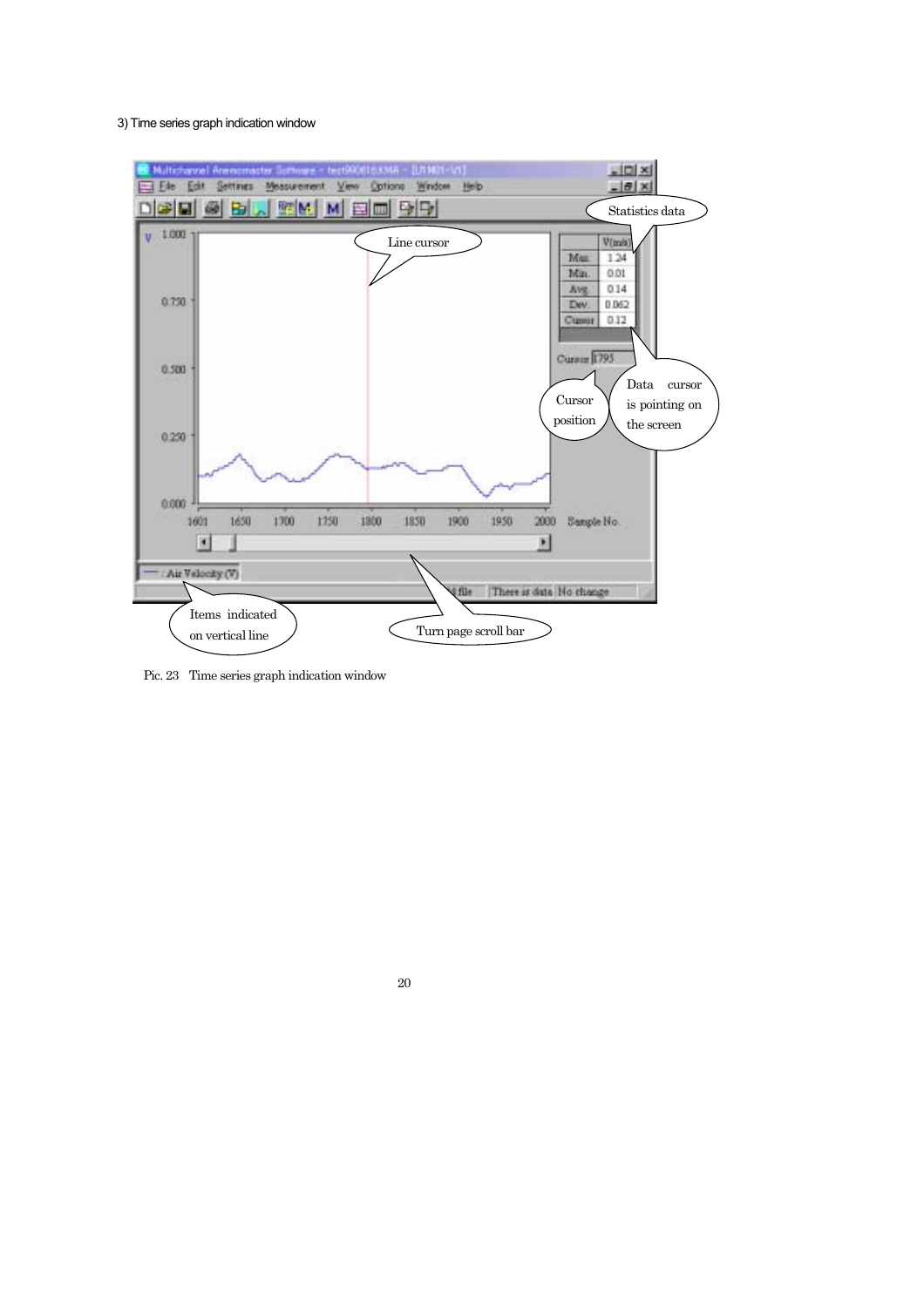3) Time series graph indication window

Pic. 23 Time series graph indication window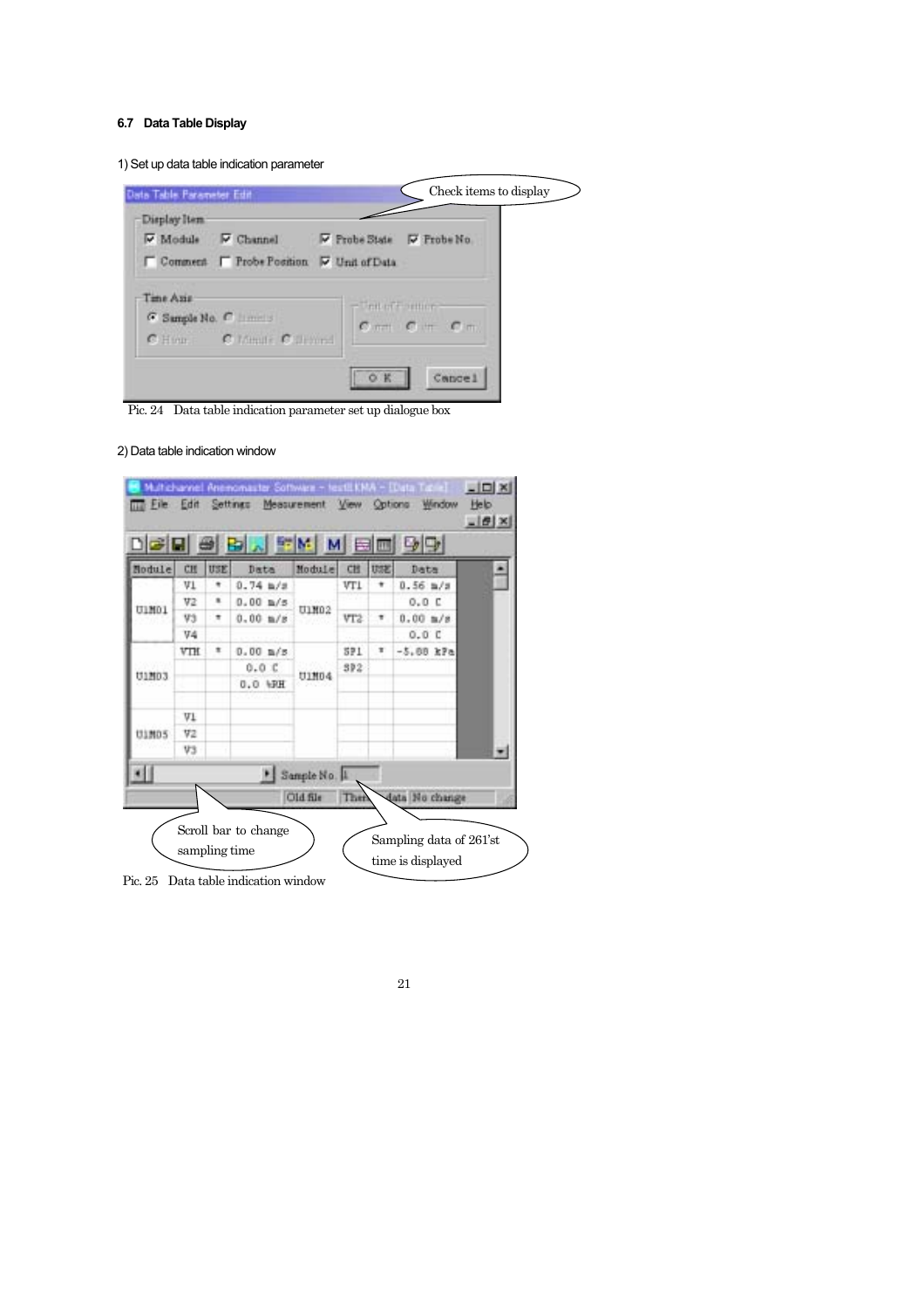### 6.7 Data Table Display

1) Set up data table indication parameter

Pic. 24 Data table indication parameter set up dialogue box

2) Data table indication window

Pic. 25 Data table indication window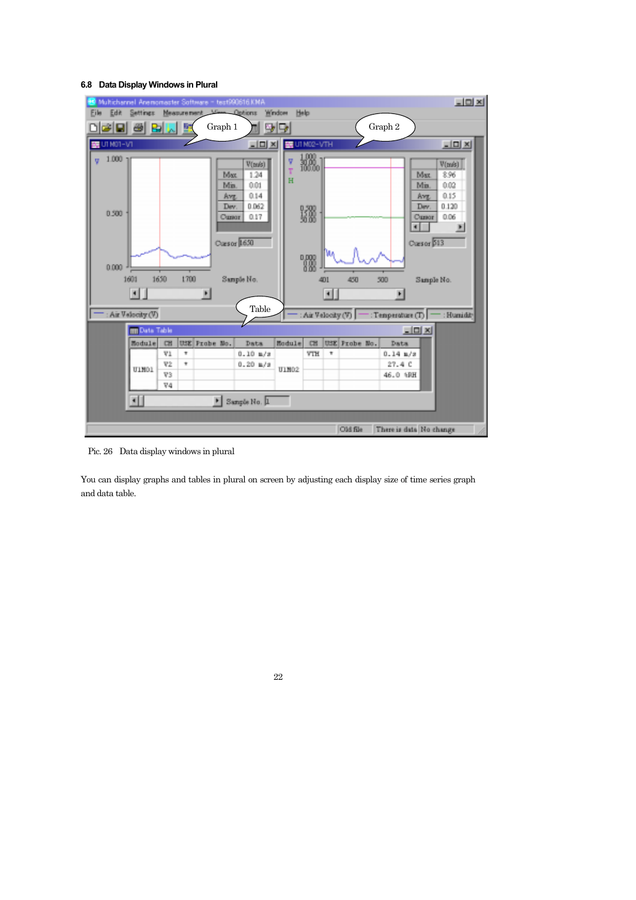### 6.8 Data Display Windows in Plural

Pic. 26 Data display windows in plural

You can display graphs and tables in plural on screen by adjusting each display size of time series graph and data table.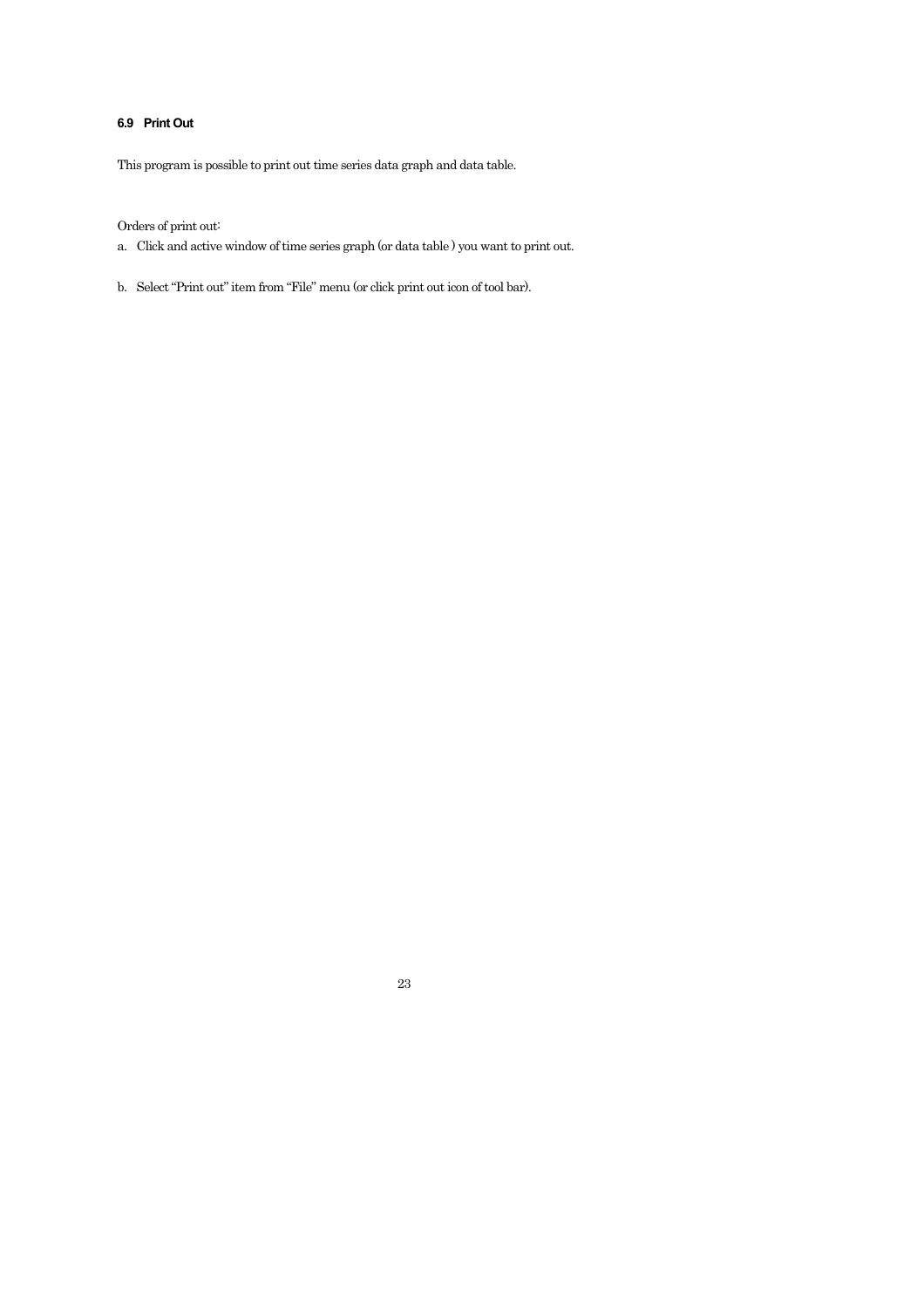### 6.9 Print Out

This program is possible to print out time series data graph and data table.

Orders of print out:

a. Click and active window of time series graph (or data table ) you want to print out.

b. Select “Print out” item from “File” menu (or click print out icon of tool bar).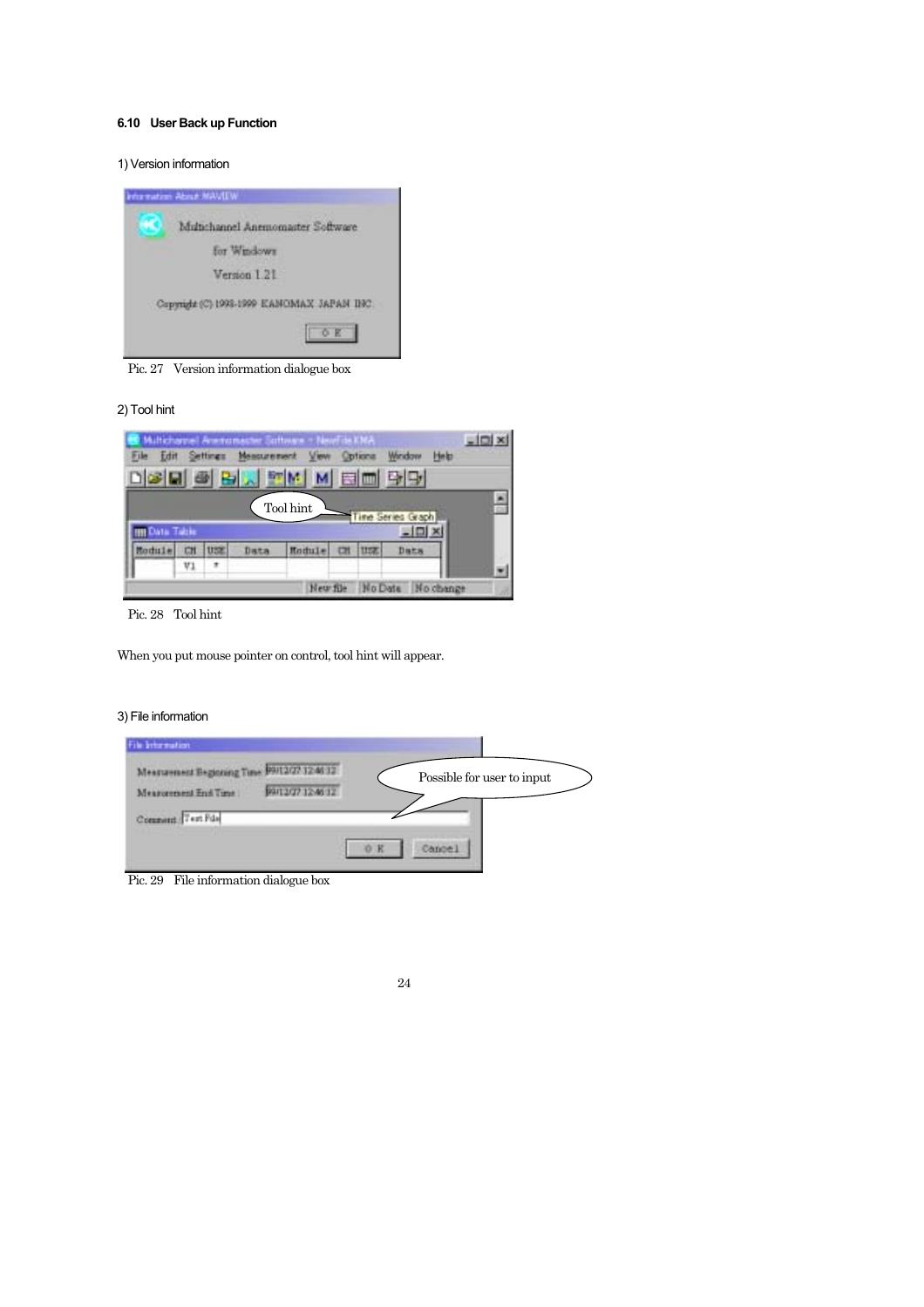### 6.10 User Back up Function

1) Version information

Pic. 27 Version information dialogue box

2) Tool hint

Pic. 28 Tool hint

When you put mouse pointer on control, tool hint will appear.

3) File information

Pic. 29 File information dialogue box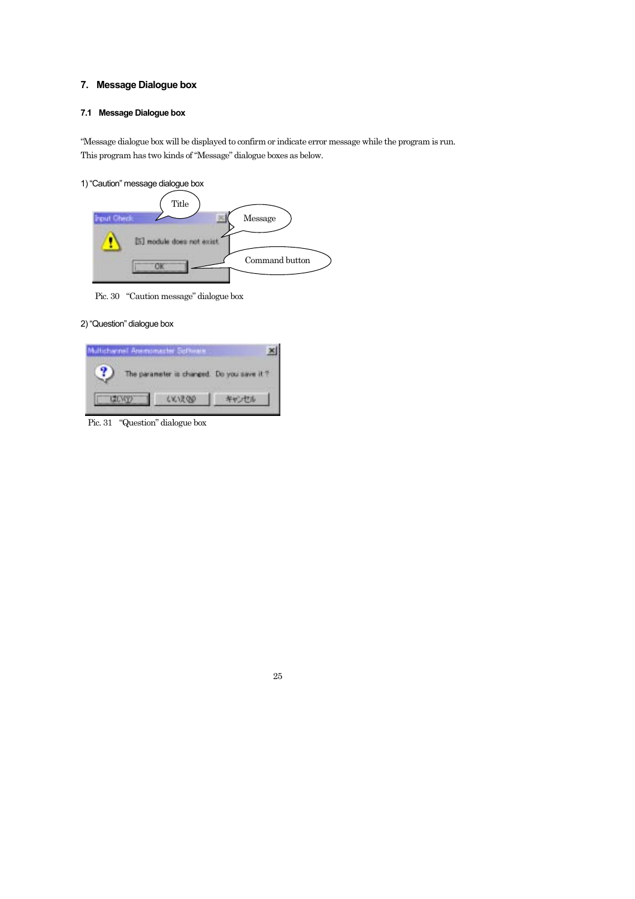## 7. Message Dialogue box

### 7.1 Message Dialogue box

"Message dialogue box will be displayed to confirm or indicate error message while the program is run.
This program has two kinds of "Message" dialogue boxes as below.

1) "Caution" message dialogue box

Pic. 30 "Caution message" dialogue box

2) "Question" dialogue box

Pic. 31 "Question" dialogue box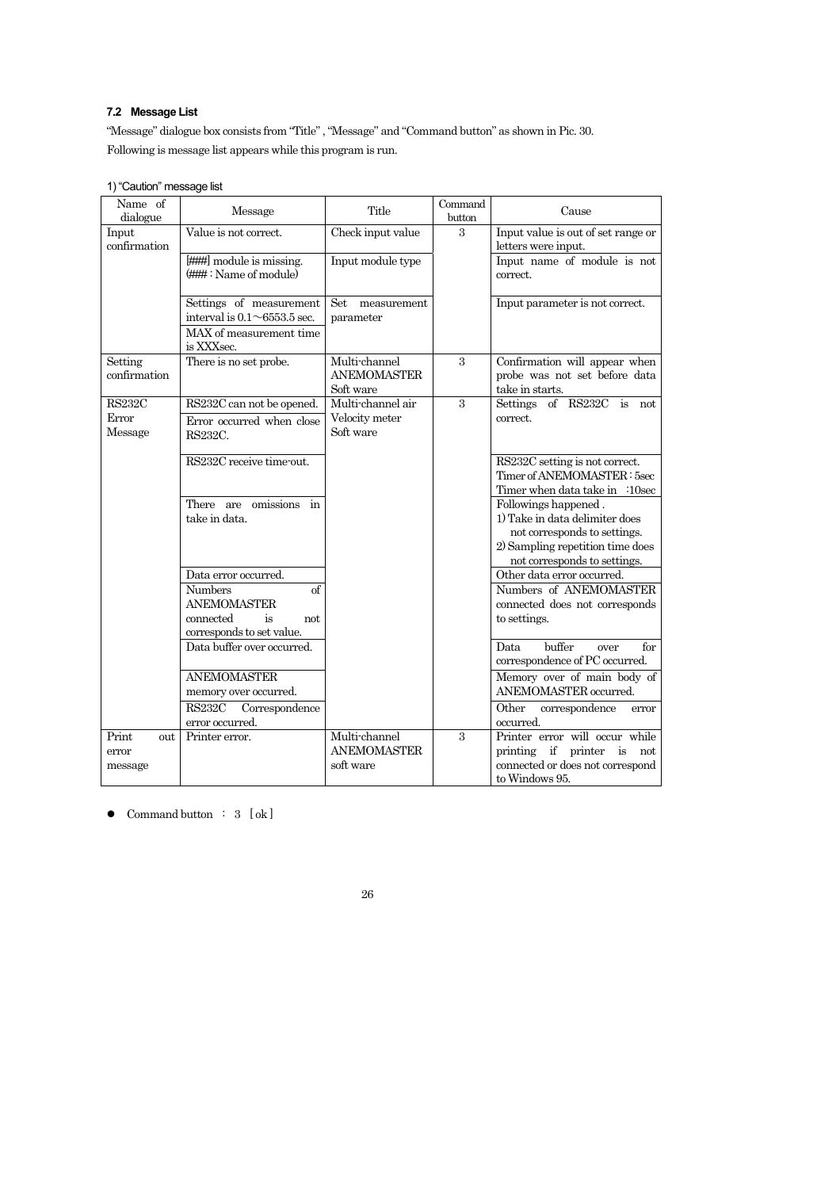### 7.2 Message List

"Message" dialogue box consists from "Title" , "Message" and "Command button" as shown in Pic. 30.

Following is message list appears while this program is run.

1) "Caution" message list

| Name of dialogue | Message | Title | Command button | Cause |
|---|---|---|---|---|
| Input confirmation | Value is not correct. | Check input value | 3 | Input value is out of set range or letters were input. |
| | [###] module is missing. (### : Name of module) | Input module type | | Input name of module is not correct. |
| | Settings of measurement interval is 0.1～6553.5 sec. MAX of measurement time is XXXsec. | Set measurement parameter | | Input parameter is not correct. |
| Setting confirmation | There is no set probe. | Multi-channel ANEMOMASTER Soft ware | 3 | Confirmation will appear when probe was not set before data take in starts. |
| RS232C Error Message | RS232C can not be opened. Error occurred when close RS232C. | Multi-channel air Velocity meter Soft ware | 3 | Settings of RS232C is not correct. |
| | RS232C receive time-out. | | | RS232C setting is not correct. Timer of ANEMOMASTER : 5sec Timer when data take in :10sec |
| | There are omissions in take in data. | | | Followings happened . 1) Take in data delimiter does not corresponds to settings. 2) Sampling repetition time does not corresponds to settings. |
| | Data error occurred. | | | Other data error occurred. |
| | Numbers of ANEMOMASTER connected is not corresponds to set value. | | | Numbers of ANEMOMASTER connected does not corresponds to settings. |
| | Data buffer over occurred. | | | Data buffer over for correspondence of PC occurred. |
| | ANEMOMASTER memory over occurred. | | | Memory over of main body of ANEMOMASTER occurred. |
| | RS232C Correspondence error occurred. | | | Other correspondence error occurred. |
| Print out error message | Printer error. | Multi-channel ANEMOMASTER soft ware | 3 | Printer error will occur while printing if printer is not connected or does not correspond to Windows 95. |

- Command button : 3 [ ok ]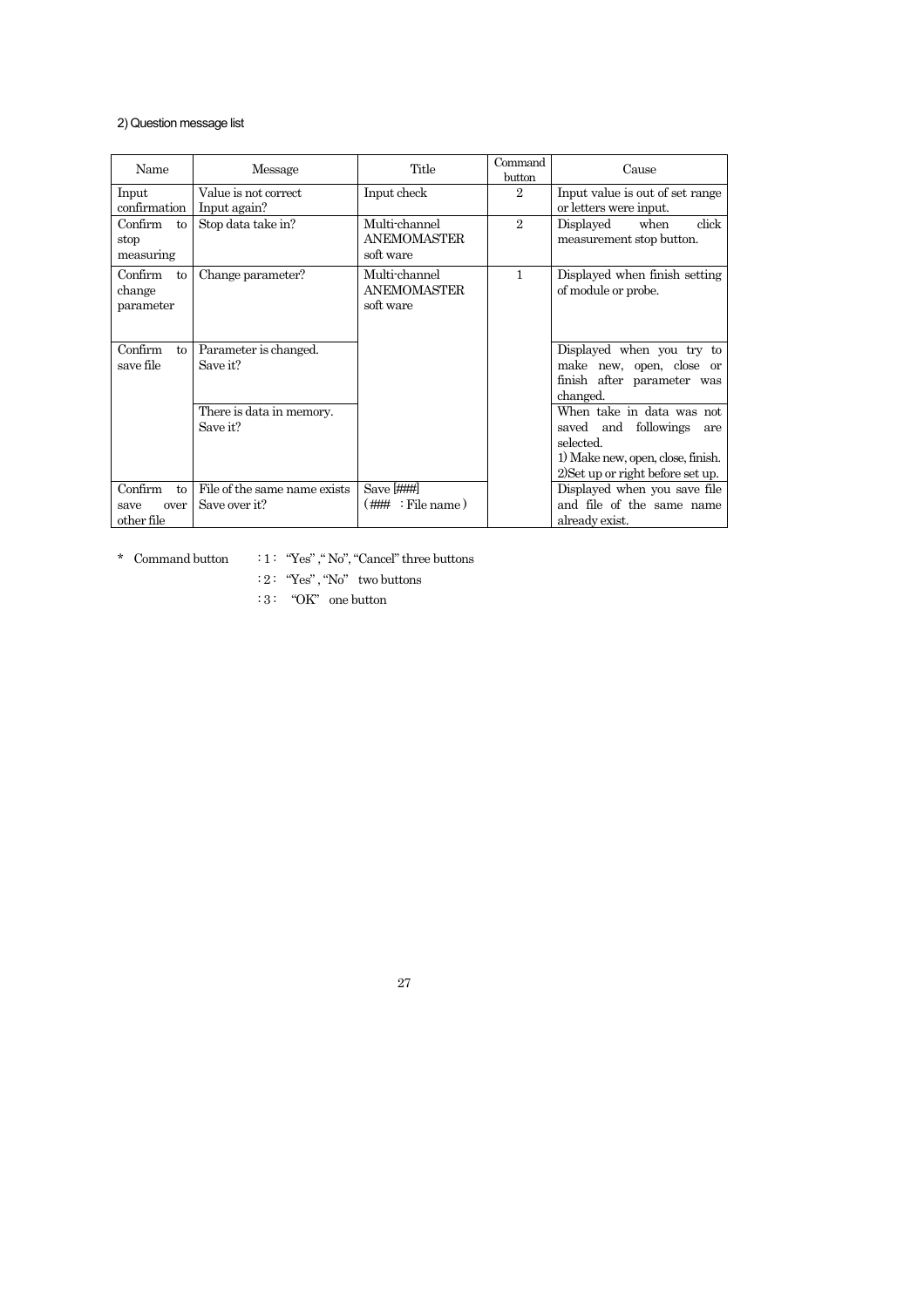2) Question message list

| Name | Message | Title | Command button | Cause |
|---|---|---|---|---|
| Input confirmation | Value is not correct Input again? | Input check | 2 | Input value is out of set range or letters were input. |
| Confirm to stop measuring | Stop data take in? | Multi-channel ANEMOMASTER soft ware | 2 | Displayed when click measurement stop button. |
| Confirm to change parameter | Change parameter? | Multi-channel ANEMOMASTER soft ware | 1 | Displayed when finish setting of module or probe. |
| Confirm to save file | Parameter is changed. Save it? | | | Displayed when you try to make new, open, close or finish after parameter was changed. |
| | There is data in memory. Save it? | | | When take in data was not saved and followings are selected. 1) Make new, open, close, finish. 2)Set up or right before set up. |
| Confirm to save over other file | File of the same name exists Save over it? | Save [###] (### : File name) | | Displayed when you save file and file of the same name already exist. |

\* Command button : 1 : "Yes", "No", "Cancel" three buttons

: 2 : "Yes", "No" two buttons

: 3 : "OK" one button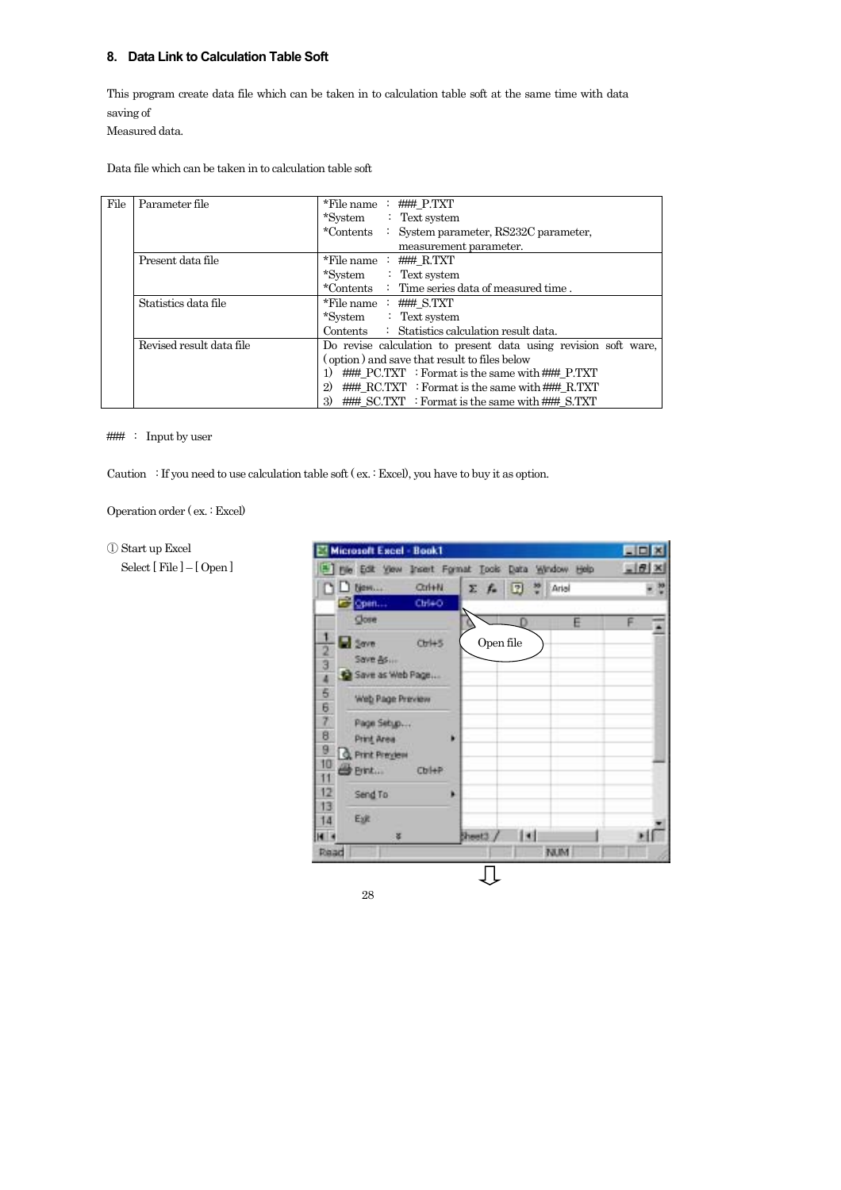## 8. Data Link to Calculation Table Soft

This program create data file which can be taken in to calculation table soft at the same time with data saving of
Measured data.

Data file which can be taken in to calculation table soft

| File | | |
|---|---|---|
| File | Parameter file | *File name ： ###_P.TXT<br>*System ： Text system<br>*Contents ： System parameter, RS232C parameter, measurement parameter. |
| | Present data file | *File name ： ###_R.TXT<br>*System ： Text system<br>*Contents ： Time series data of measured time . |
| | Statistics data file | *File name ： ###_S.TXT<br>*System ： Text system<br>Contents ： Statistics calculation result data. |
| | Revised result data file | Do revise calculation to present data using revision soft ware, ( option ) and save that result to files below<br>1) ###_PC.TXT ：Format is the same with ###_P.TXT<br>2) ###_RC.TXT ：Format is the same with ###_R.TXT<br>3) ###_SC.TXT ：Format is the same with ###_S.TXT |

### ： Input by user

Caution ：If you need to use calculation table soft ( ex. : Excel), you have to buy it as option.

Operation order ( ex. : Excel)

① Start up Excel
Select [ File ] – [ Open ]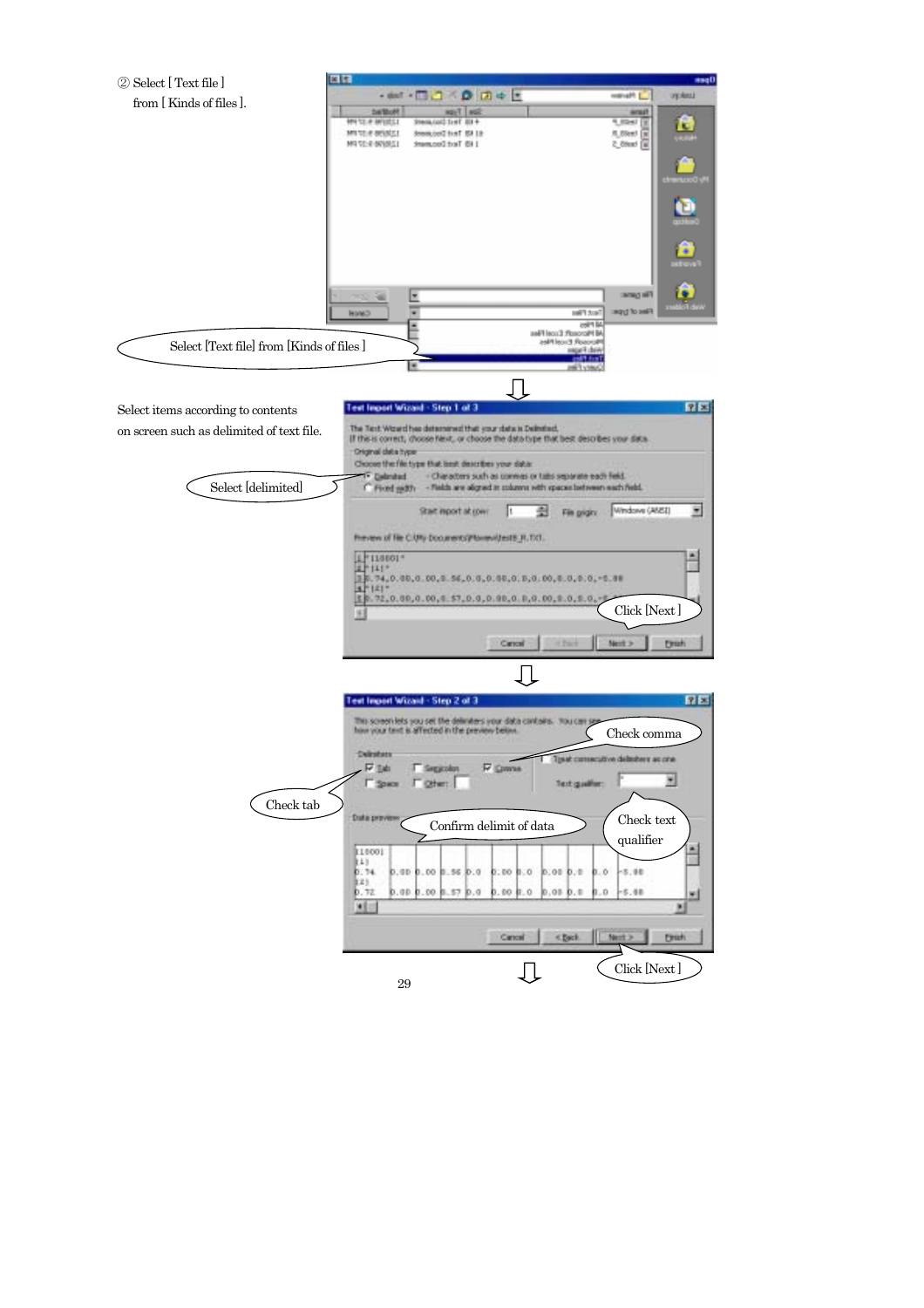② Select [ Text file ]
from [ Kinds of files ].

Select [Text file] from [Kinds of files ]

Select items according to contents
on screen such as delimited of text file.

Select [delimited]

Click [Next ]

Check comma

Check tab

Confirm delimit of data

Check text qualifier

Click [Next ]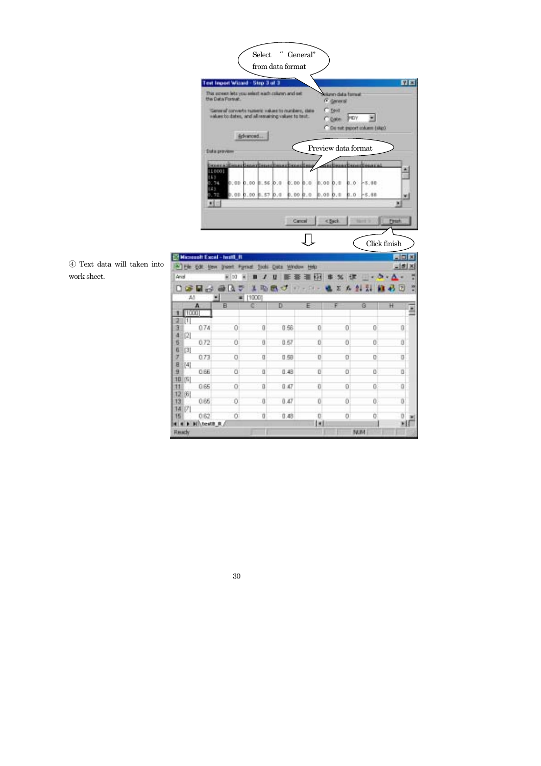Select "General" from data format

Preview data format

Click finish

④ Text data will taken into work sheet.